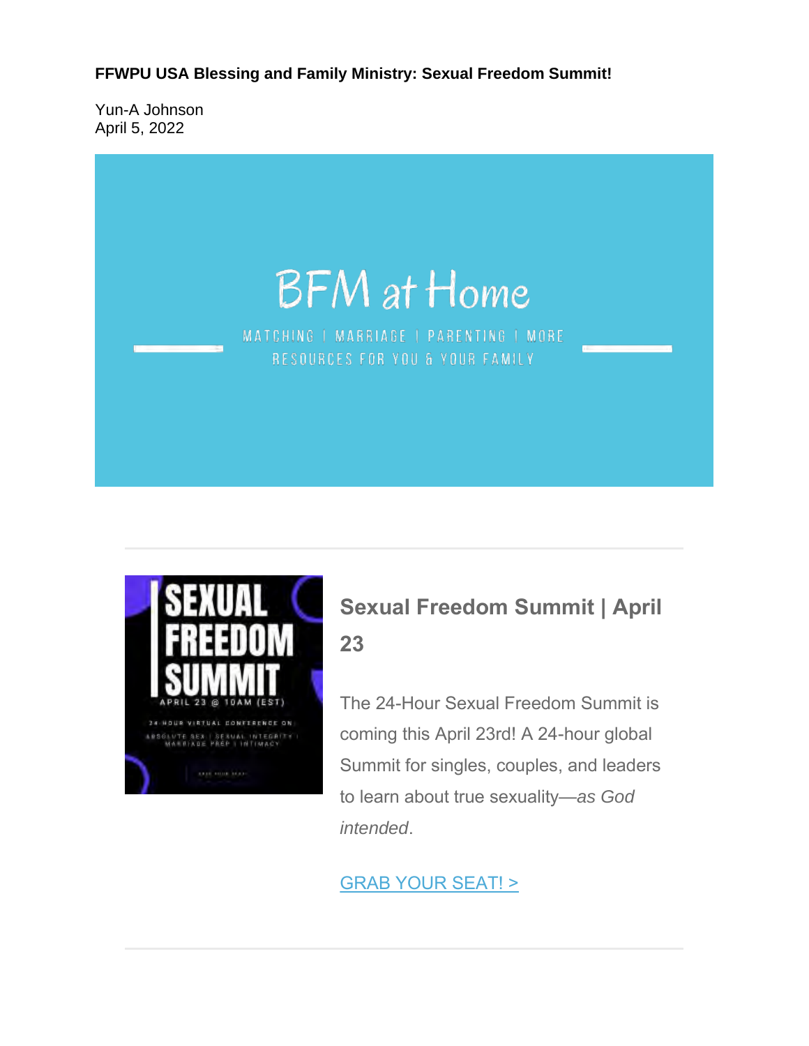**FFWPU USA Blessing and Family Ministry: Sexual Freedom Summit!**

Yun-A Johnson
April 5, 2022

BFM at Home

MATCHING | MARRIAGE | PARENTING | MORE
RESOURCES FOR YOU & YOUR FAMILY

---

SEXUAL FREEDOM SUMMIT
APRIL 23 @ 10AM (EST)
24-HOUR VIRTUAL CONFERENCE ON:
ABSOLUTE SEX | SEXUAL INTEGRITY | MARRIAGE PREP | INTIMACY

## Sexual Freedom Summit | April 23

The 24-Hour Sexual Freedom Summit is coming this April 23rd! A 24-hour global Summit for singles, couples, and leaders to learn about true sexuality—*as God intended*.

GRAB YOUR SEAT! >

---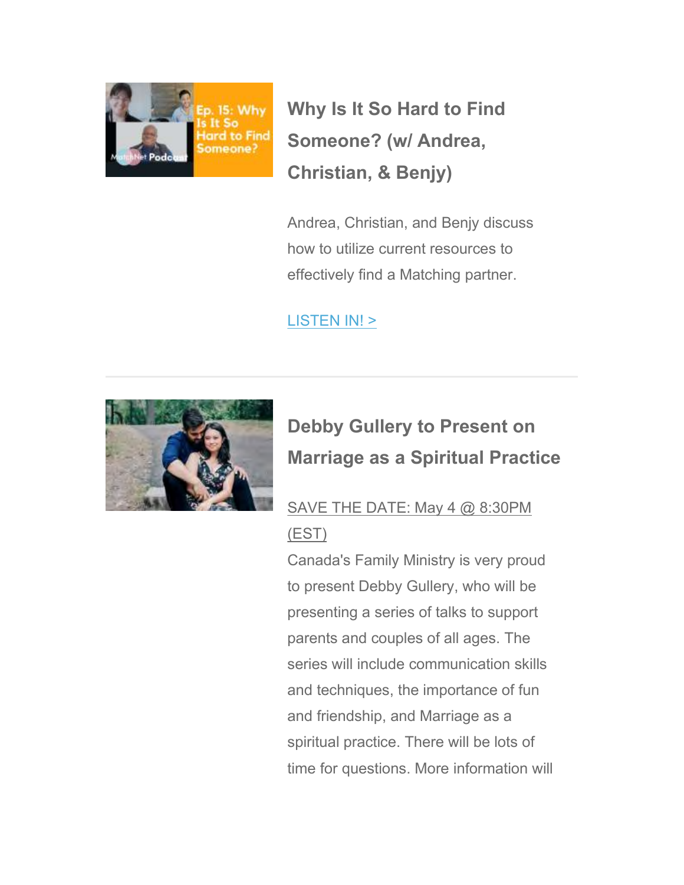## Why Is It So Hard to Find Someone? (w/ Andrea, Christian, & Benjy)

Andrea, Christian, and Benjy discuss how to utilize current resources to effectively find a Matching partner.

LISTEN IN! >

---

## Debby Gullery to Present on Marriage as a Spiritual Practice

SAVE THE DATE: May 4 @ 8:30PM (EST)

Canada's Family Ministry is very proud to present Debby Gullery, who will be presenting a series of talks to support parents and couples of all ages. The series will include communication skills and techniques, the importance of fun and friendship, and Marriage as a spiritual practice. There will be lots of time for questions. More information will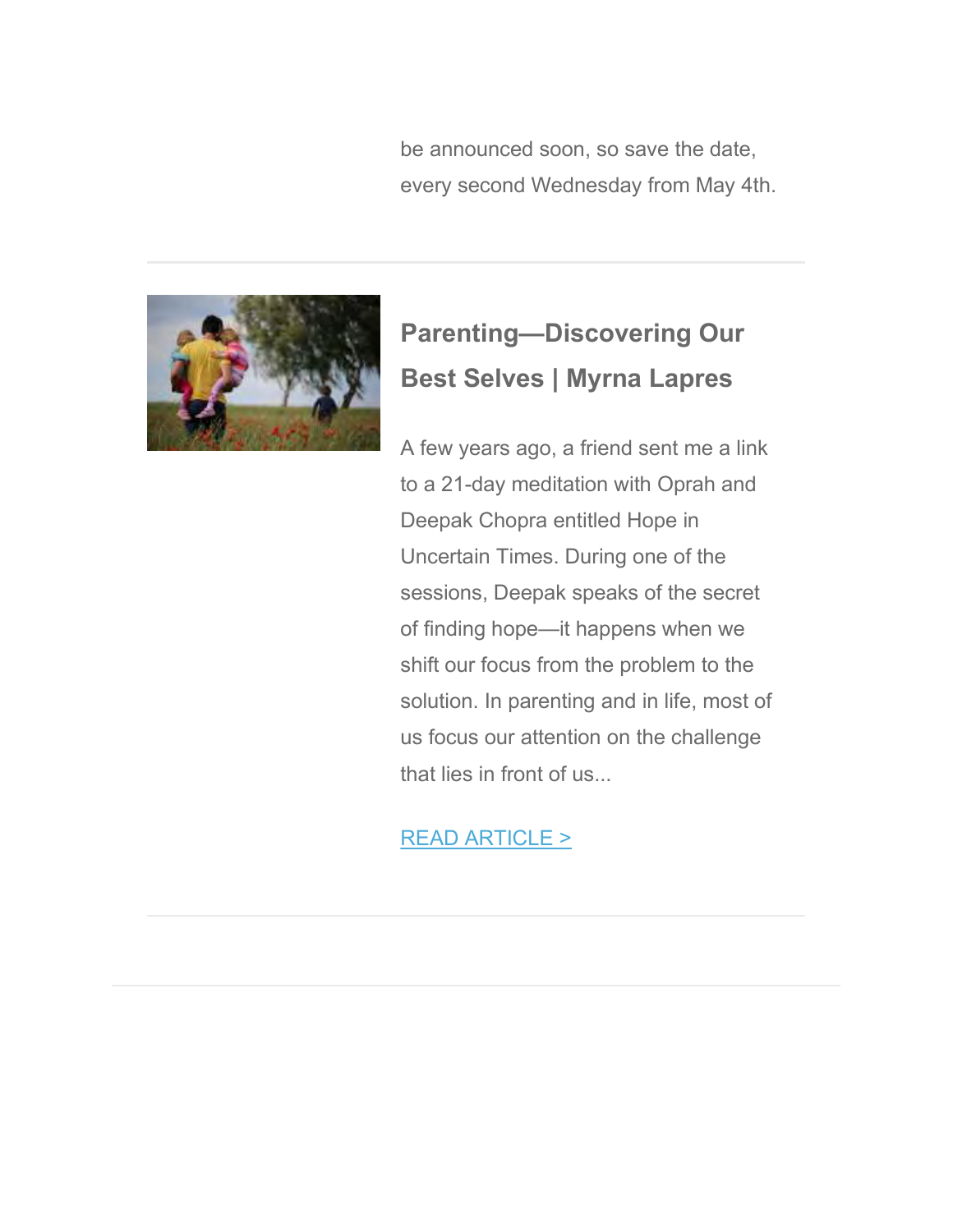be announced soon, so save the date, every second Wednesday from May 4th.

---

## Parenting—Discovering Our Best Selves | Myrna Lapres

A few years ago, a friend sent me a link to a 21-day meditation with Oprah and Deepak Chopra entitled Hope in Uncertain Times. During one of the sessions, Deepak speaks of the secret of finding hope—it happens when we shift our focus from the problem to the solution. In parenting and in life, most of us focus our attention on the challenge that lies in front of us...

READ ARTICLE >

---